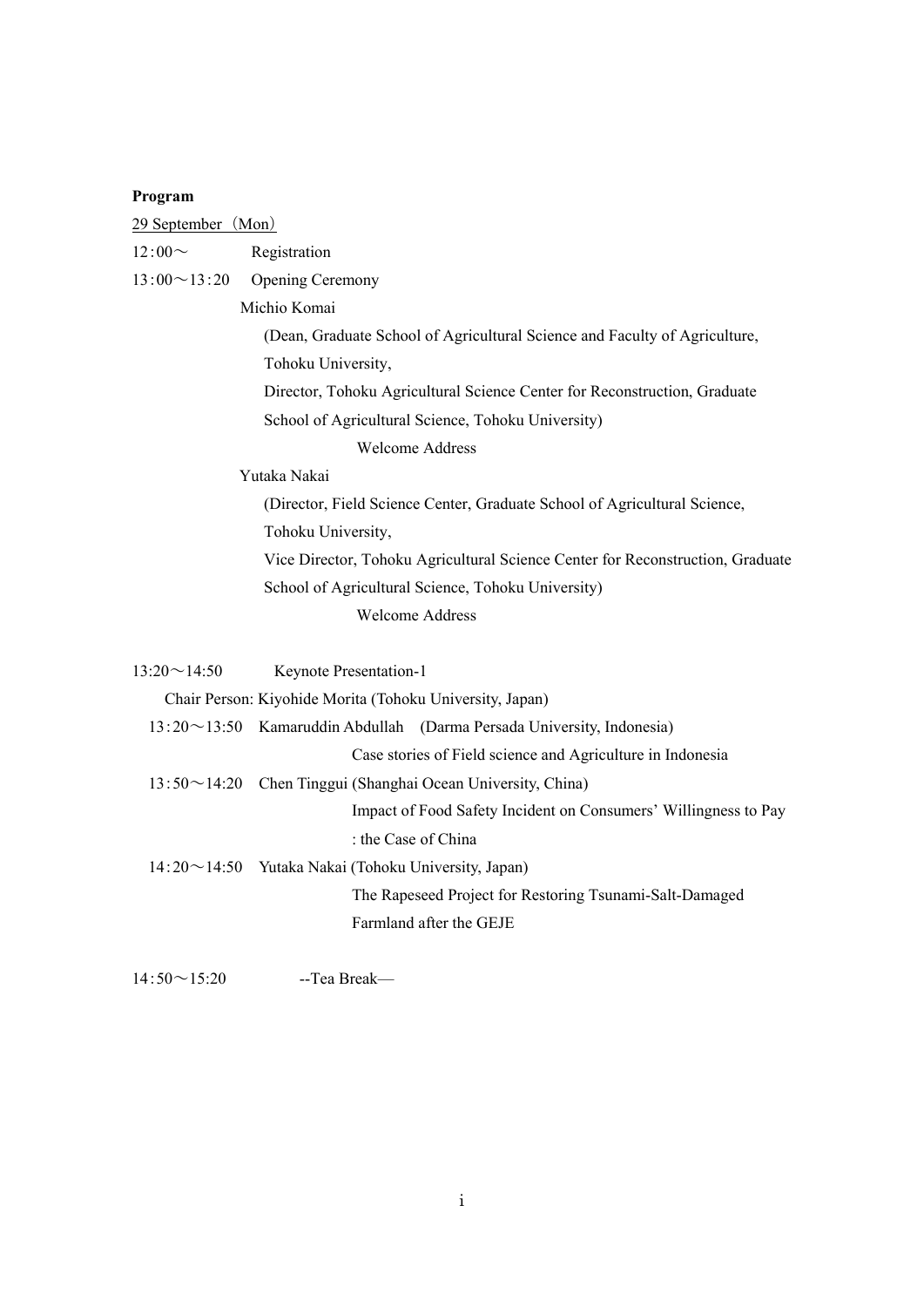**Program**

29 September（Mon）

12:00～ Registration

13:00～13:20 Opening Ceremony

Michio Komai

(Dean, Graduate School of Agricultural Science and Faculty of Agriculture, Tohoku University,
Director, Tohoku Agricultural Science Center for Reconstruction, Graduate School of Agricultural Science, Tohoku University)

Welcome Address

Yutaka Nakai

(Director, Field Science Center, Graduate School of Agricultural Science, Tohoku University,
Vice Director, Tohoku Agricultural Science Center for Reconstruction, Graduate School of Agricultural Science, Tohoku University)

Welcome Address

13:20～14:50 Keynote Presentation-1

Chair Person: Kiyohide Morita (Tohoku University, Japan)

13:20～13:50 Kamaruddin Abdullah (Darma Persada University, Indonesia)
Case stories of Field science and Agriculture in Indonesia

13:50～14:20 Chen Tinggui (Shanghai Ocean University, China)
Impact of Food Safety Incident on Consumers' Willingness to Pay : the Case of China

14:20～14:50 Yutaka Nakai (Tohoku University, Japan)
The Rapeseed Project for Restoring Tsunami-Salt-Damaged Farmland after the GEJE

14:50～15:20 --Tea Break—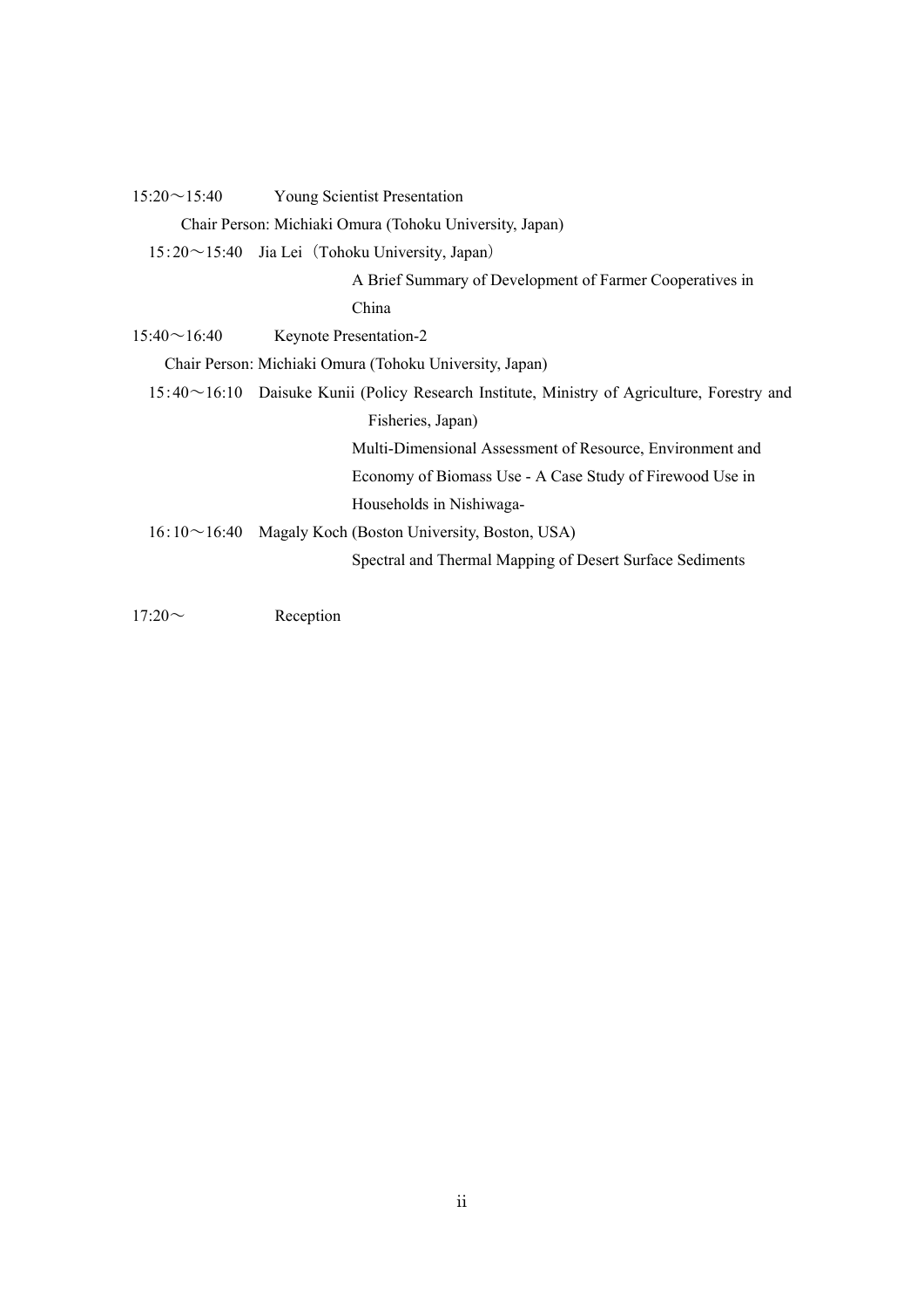15:20～15:40　Young Scientist Presentation

Chair Person: Michiaki Omura (Tohoku University, Japan)

15:20～15:40　Jia Lei（Tohoku University, Japan）

A Brief Summary of Development of Farmer Cooperatives in China

15:40～16:40　Keynote Presentation-2

Chair Person: Michiaki Omura (Tohoku University, Japan)

15:40～16:10　Daisuke Kunii (Policy Research Institute, Ministry of Agriculture, Forestry and Fisheries, Japan)

Multi-Dimensional Assessment of Resource, Environment and Economy of Biomass Use - A Case Study of Firewood Use in Households in Nishiwaga-

16:10～16:40　Magaly Koch (Boston University, Boston, USA)

Spectral and Thermal Mapping of Desert Surface Sediments

17:20～　Reception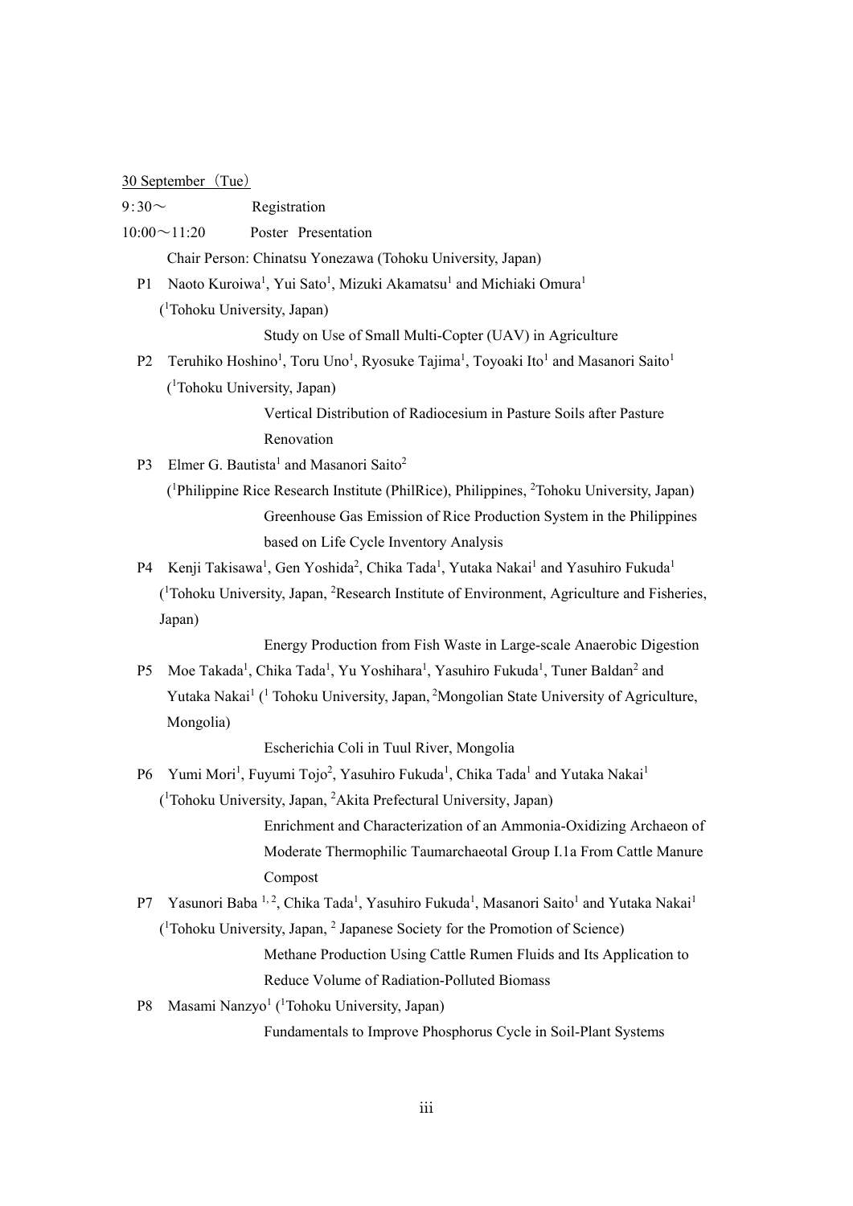30 September（Tue）

9:30～ Registration

10:00～11:20 Poster Presentation

Chair Person: Chinatsu Yonezawa (Tohoku University, Japan)

P1 Naoto Kuroiwa[1], Yui Sato[1], Mizuki Akamatsu[1] and Michiaki Omura[1]
([1]Tohoku University, Japan)

Study on Use of Small Multi-Copter (UAV) in Agriculture

P2 Teruhiko Hoshino[1], Toru Uno[1], Ryosuke Tajima[1], Toyoaki Ito[1] and Masanori Saito[1]
([1]Tohoku University, Japan)

Vertical Distribution of Radiocesium in Pasture Soils after Pasture Renovation

P3 Elmer G. Bautista[1] and Masanori Saito[2]
([1]Philippine Rice Research Institute (PhilRice), Philippines, [2]Tohoku University, Japan)

Greenhouse Gas Emission of Rice Production System in the Philippines based on Life Cycle Inventory Analysis

P4 Kenji Takisawa[1], Gen Yoshida[2], Chika Tada[1], Yutaka Nakai[1] and Yasuhiro Fukuda[1]
([1]Tohoku University, Japan, [2]Research Institute of Environment, Agriculture and Fisheries, Japan)

Energy Production from Fish Waste in Large-scale Anaerobic Digestion

P5 Moe Takada[1], Chika Tada[1], Yu Yoshihara[1], Yasuhiro Fukuda[1], Tuner Baldan[2] and Yutaka Nakai[1] ([1] Tohoku University, Japan, [2]Mongolian State University of Agriculture, Mongolia)

Escherichia Coli in Tuul River, Mongolia

P6 Yumi Mori[1], Fuyumi Tojo[2], Yasuhiro Fukuda[1], Chika Tada[1] and Yutaka Nakai[1]
([1]Tohoku University, Japan, [2]Akita Prefectural University, Japan)

Enrichment and Characterization of an Ammonia-Oxidizing Archaeon of Moderate Thermophilic Taumarchaeotal Group I.1a From Cattle Manure Compost

P7 Yasunori Baba [1, 2], Chika Tada[1], Yasuhiro Fukuda[1], Masanori Saito[1] and Yutaka Nakai[1]
([1]Tohoku University, Japan, [2] Japanese Society for the Promotion of Science)

Methane Production Using Cattle Rumen Fluids and Its Application to Reduce Volume of Radiation-Polluted Biomass

P8 Masami Nanzyo[1] ([1]Tohoku University, Japan)

Fundamentals to Improve Phosphorus Cycle in Soil-Plant Systems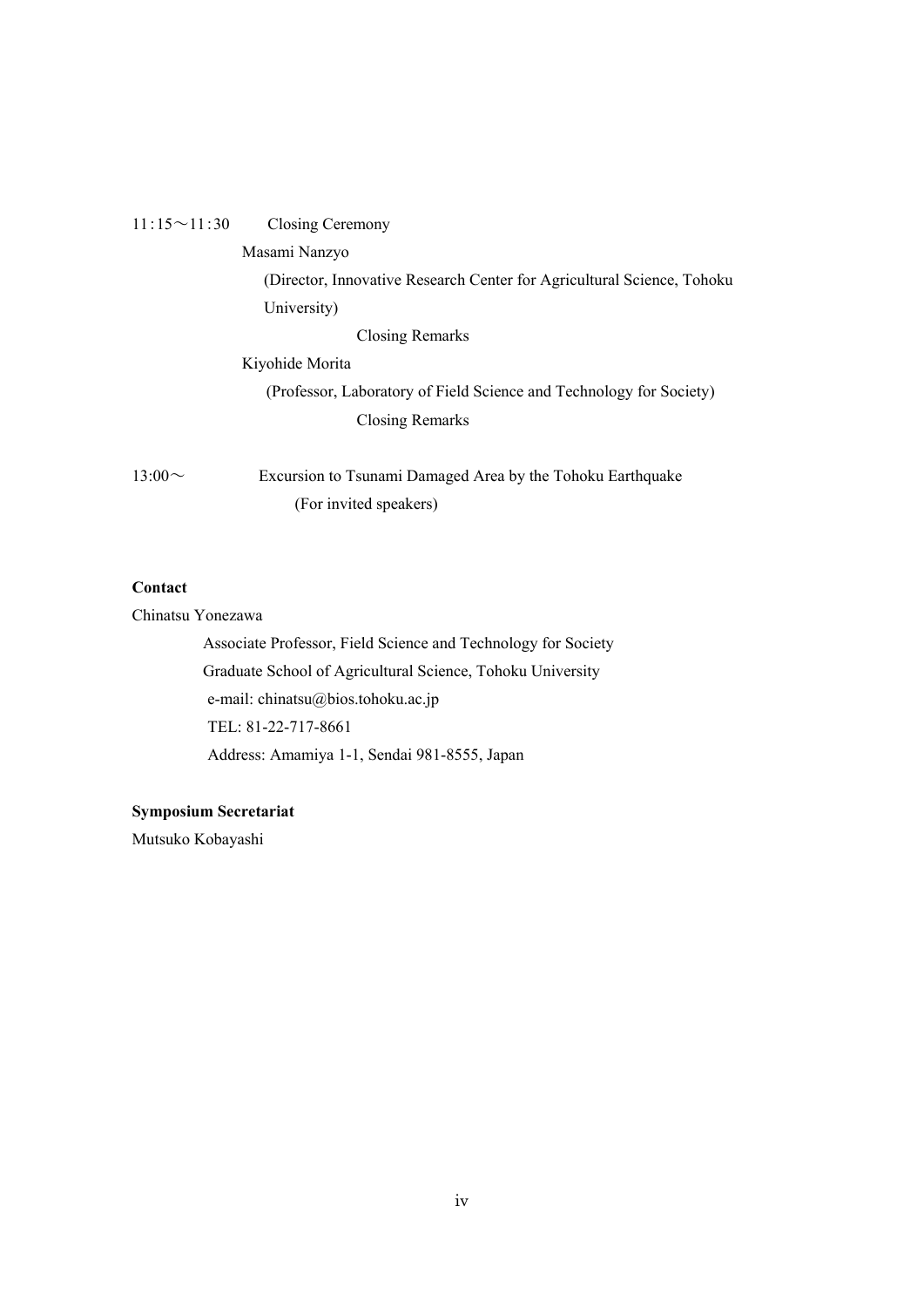11:15～11:30　Closing Ceremony

Masami Nanzyo
(Director, Innovative Research Center for Agricultural Science, Tohoku University)
Closing Remarks

Kiyohide Morita
(Professor, Laboratory of Field Science and Technology for Society)
Closing Remarks

13:00～　Excursion to Tsunami Damaged Area by the Tohoku Earthquake
(For invited speakers)

**Contact**

Chinatsu Yonezawa
Associate Professor, Field Science and Technology for Society
Graduate School of Agricultural Science, Tohoku University
e-mail: chinatsu@bios.tohoku.ac.jp
TEL: 81-22-717-8661
Address: Amamiya 1-1, Sendai 981-8555, Japan

**Symposium Secretariat**

Mutsuko Kobayashi